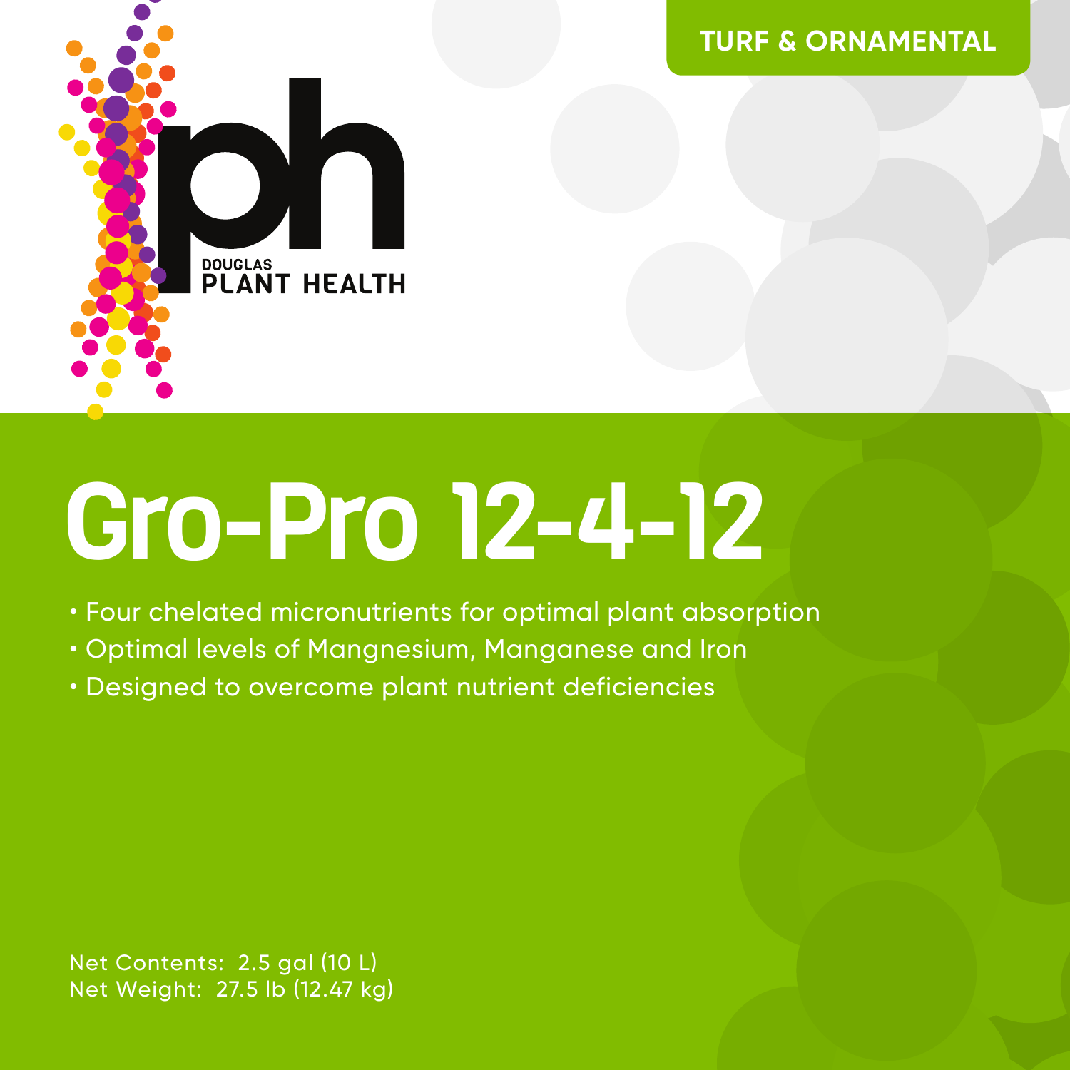TURF & ORNAMENTAL

DOUGLAS
PLANT HEALTH

# Gro-Pro 12-4-12

- Four chelated micronutrients for optimal plant absorption
- Optimal levels of Mangnesium, Manganese and Iron
- Designed to overcome plant nutrient deficiencies

Net Contents: 2.5 gal (10 L)
Net Weight: 27.5 lb (12.47 kg)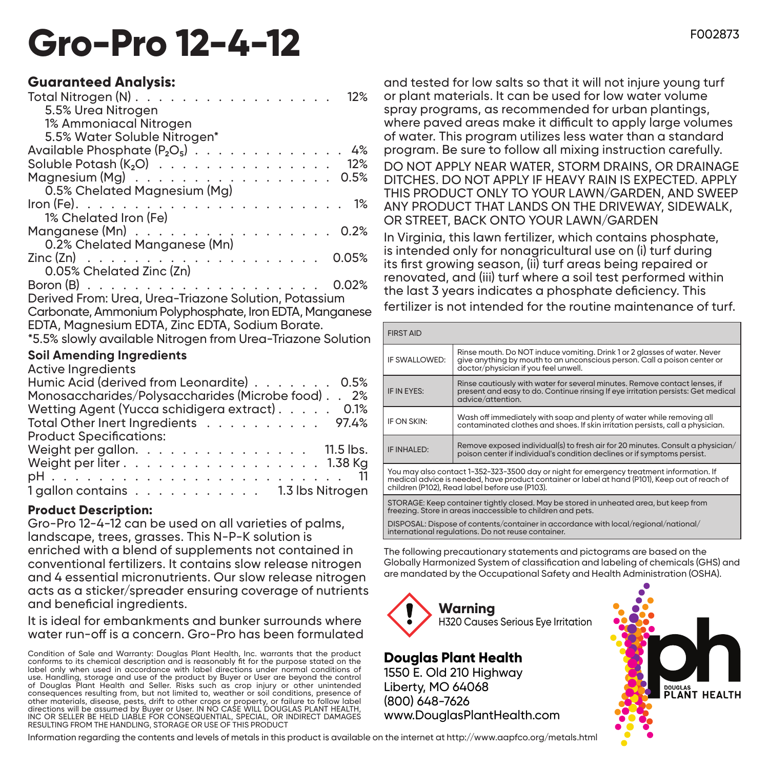# Gro-Pro 12-4-12

F002873

### Guaranteed Analysis:

Total Nitrogen (N) . . . . . . . . . . . . . . . . . . . 12%
 5.5% Urea Nitrogen
 1% Ammoniacal Nitrogen
 5.5% Water Soluble Nitrogen*
Available Phosphate ($P_2O_5$) . . . . . . . . . . . . . . 4%
Soluble Potash ($K_2O$) . . . . . . . . . . . . . . . 12%
Magnesium (Mg) . . . . . . . . . . . . . . . . . . 0.5%
 0.5% Chelated Magnesium (Mg)
Iron (Fe). . . . . . . . . . . . . . . . . . . . . . 1%
 1% Chelated Iron (Fe)
Manganese (Mn) . . . . . . . . . . . . . . . . . . 0.2%
 0.2% Chelated Manganese (Mn)
Zinc (Zn) . . . . . . . . . . . . . . . . . . . . 0.05%
 0.05% Chelated Zinc (Zn)
Boron (B) . . . . . . . . . . . . . . . . . . . . 0.02%
Derived From: Urea, Urea-Triazone Solution, Potassium Carbonate, Ammonium Polyphosphate, Iron EDTA, Manganese EDTA, Magnesium EDTA, Zinc EDTA, Sodium Borate.
*5.5% slowly available Nitrogen from Urea-Triazone Solution

### Soil Amending Ingredients

Active Ingredients
Humic Acid (derived from Leonardite) . . . . . . . . 0.5%
Monosaccharides/Polysaccharides (Microbe food) . . 2%
Wetting Agent (Yucca schidigera extract) . . . . . . 0.1%
Total Other Inert Ingredients . . . . . . . . . . . 97.4%
Product Specifications:
Weight per gallon. . . . . . . . . . . . . . . . 11.5 lbs.
Weight per liter . . . . . . . . . . . . . . . . . . 1.38 Kg
pH . . . . . . . . . . . . . . . . . . . . . . . . . 11
1 gallon contains . . . . . . . . . . . . 1.3 lbs Nitrogen

### Product Description:

Gro-Pro 12-4-12 can be used on all varieties of palms, landscape, trees, grasses. This N-P-K solution is enriched with a blend of supplements not contained in conventional fertilizers. It contains slow release nitrogen and 4 essential micronutrients. Our slow release nitrogen acts as a sticker/spreader ensuring coverage of nutrients and beneficial ingredients.

It is ideal for embankments and bunker surrounds where water run-off is a concern. Gro-Pro has been formulated and tested for low salts so that it will not injure young turf or plant materials. It can be used for low water volume spray programs, as recommended for urban plantings, where paved areas make it difficult to apply large volumes of water. This program utilizes less water than a standard program. Be sure to follow all mixing instruction carefully.

DO NOT APPLY NEAR WATER, STORM DRAINS, OR DRAINAGE DITCHES. DO NOT APPLY IF HEAVY RAIN IS EXPECTED. APPLY THIS PRODUCT ONLY TO YOUR LAWN/GARDEN, AND SWEEP ANY PRODUCT THAT LANDS ON THE DRIVEWAY, SIDEWALK, OR STREET, BACK ONTO YOUR LAWN/GARDEN

In Virginia, this lawn fertilizer, which contains phosphate, is intended only for nonagricultural use on (i) turf during its first growing season, (ii) turf areas being repaired or renovated, and (iii) turf where a soil test performed within the last 3 years indicates a phosphate deficiency. This fertilizer is not intended for the routine maintenance of turf.

| FIRST AID | |
|---|---|
| IF SWALLOWED: | Rinse mouth. Do NOT induce vomiting. Drink 1 or 2 glasses of water. Never give anything by mouth to an unconscious person. Call a poison center or doctor/physician if you feel unwell. |
| IF IN EYES: | Rinse cautiously with water for several minutes. Remove contact lenses, if present and easy to do. Continue rinsing If eye irritation persists: Get medical advice/attention. |
| IF ON SKIN: | Wash off immediately with soap and plenty of water while removing all contaminated clothes and shoes. If skin irritation persists, call a physician. |
| IF INHALED: | Remove exposed individual(s) to fresh air for 20 minutes. Consult a physician/poison center if individual's condition declines or if symptoms persist. |

You may also contact 1-352-323-3500 day or night for emergency treatment information. If medical advice is needed, have product container or label at hand (P101), Keep out of reach of children (P102), Read label before use (P103).

STORAGE: Keep container tightly closed. May be stored in unheated area, but keep from freezing. Store in areas inaccessible to children and pets.

DISPOSAL: Dispose of contents/container in accordance with local/regional/national/international regulations. Do not reuse container.

The following precautionary statements and pictograms are based on the Globally Harmonized System of classification and labeling of chemicals (GHS) and are mandated by the Occupational Safety and Health Administration (OSHA).

**Warning**
H320 Causes Serious Eye Irritation

**Douglas Plant Health**
1550 E. Old 210 Highway
Liberty, MO 64068
(800) 648-7626
www.DouglasPlantHealth.com

DOUGLAS PLANT HEALTH

Condition of Sale and Warranty: Douglas Plant Health, Inc. warrants that the product conforms to its chemical description and is reasonably fit for the purpose stated on the label only when used in accordance with label directions under normal conditions of use. Handling, storage and use of the product by Buyer or User are beyond the control of Douglas Plant Health and Seller. Risks such as crop injury or other unintended consequences resulting from, but not limited to, weather or soil conditions, presence of other materials, disease, pests, drift to other crops or property, or failure to follow label directions will be assumed by Buyer or User. IN NO CASE WILL DOUGLAS PLANT HEALTH, INC OR SELLER BE HELD LIABLE FOR CONSEQUENTIAL, SPECIAL, OR INDIRECT DAMAGES RESULTING FROM THE HANDLING, STORAGE OR USE OF THIS PRODUCT

Information regarding the contents and levels of metals in this product is available on the internet at http://www.aapfco.org/metals.html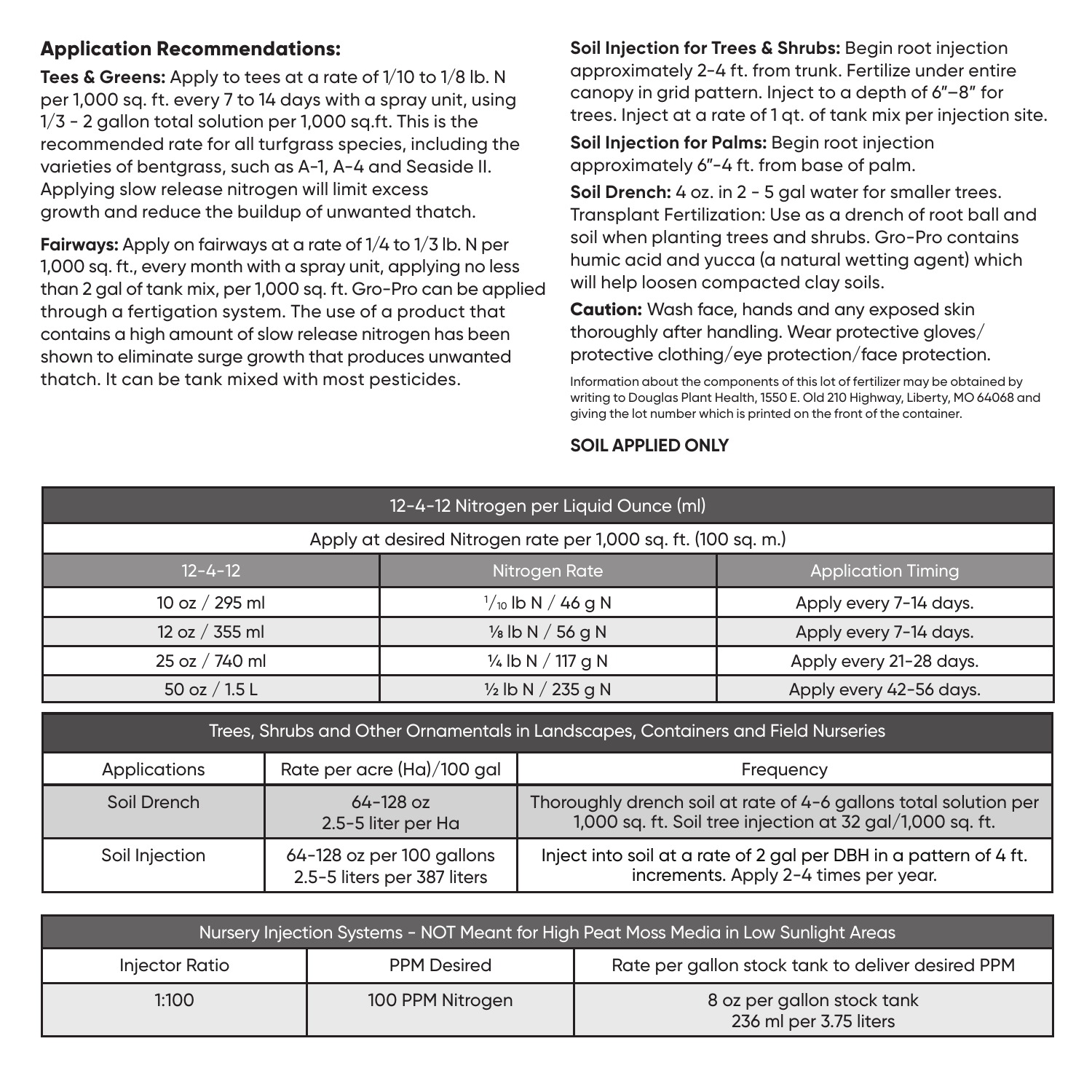## Application Recommendations:

**Tees & Greens:** Apply to tees at a rate of 1/10 to 1/8 lb. N per 1,000 sq. ft. every 7 to 14 days with a spray unit, using 1/3 - 2 gallon total solution per 1,000 sq.ft. This is the recommended rate for all turfgrass species, including the varieties of bentgrass, such as A-1, A-4 and Seaside II. Applying slow release nitrogen will limit excess growth and reduce the buildup of unwanted thatch.

**Fairways:** Apply on fairways at a rate of 1/4 to 1/3 lb. N per 1,000 sq. ft., every month with a spray unit, applying no less than 2 gal of tank mix, per 1,000 sq. ft. Gro-Pro can be applied through a fertigation system. The use of a product that contains a high amount of slow release nitrogen has been shown to eliminate surge growth that produces unwanted thatch. It can be tank mixed with most pesticides.

**Soil Injection for Trees & Shrubs:** Begin root injection approximately 2-4 ft. from trunk. Fertilize under entire canopy in grid pattern. Inject to a depth of 6"–8" for trees. Inject at a rate of 1 qt. of tank mix per injection site.

**Soil Injection for Palms:** Begin root injection approximately 6"-4 ft. from base of palm.

**Soil Drench:** 4 oz. in 2 - 5 gal water for smaller trees. Transplant Fertilization: Use as a drench of root ball and soil when planting trees and shrubs. Gro-Pro contains humic acid and yucca (a natural wetting agent) which will help loosen compacted clay soils.

**Caution:** Wash face, hands and any exposed skin thoroughly after handling. Wear protective gloves/ protective clothing/eye protection/face protection.

Information about the components of this lot of fertilizer may be obtained by writing to Douglas Plant Health, 1550 E. Old 210 Highway, Liberty, MO 64068 and giving the lot number which is printed on the front of the container.

**SOIL APPLIED ONLY**

| 12-4-12 Nitrogen per Liquid Ounce (ml) | | |
|---|---|---|
| Apply at desired Nitrogen rate per 1,000 sq. ft. (100 sq. m.) | | |
| 12-4-12 | Nitrogen Rate | Application Timing |
| 10 oz / 295 ml | 1/10 lb N / 46 g N | Apply every 7-14 days. |
| 12 oz / 355 ml | ⅛ lb N / 56 g N | Apply every 7-14 days. |
| 25 oz / 740 ml | ¼ lb N / 117 g N | Apply every 21-28 days. |
| 50 oz / 1.5 L | ½ lb N / 235 g N | Apply every 42-56 days. |

| Trees, Shrubs and Other Ornamentals in Landscapes, Containers and Field Nurseries | | |
|---|---|---|
| Applications | Rate per acre (Ha)/100 gal | Frequency |
| Soil Drench | 64-128 oz<br>2.5-5 liter per Ha | Thoroughly drench soil at rate of 4-6 gallons total solution per 1,000 sq. ft. Soil tree injection at 32 gal/1,000 sq. ft. |
| Soil Injection | 64-128 oz per 100 gallons<br>2.5-5 liters per 387 liters | Inject into soil at a rate of 2 gal per DBH in a pattern of 4 ft. increments. Apply 2-4 times per year. |

| Nursery Injection Systems - NOT Meant for High Peat Moss Media in Low Sunlight Areas | | |
|---|---|---|
| Injector Ratio | PPM Desired | Rate per gallon stock tank to deliver desired PPM |
| 1:100 | 100 PPM Nitrogen | 8 oz per gallon stock tank<br>236 ml per 3.75 liters |